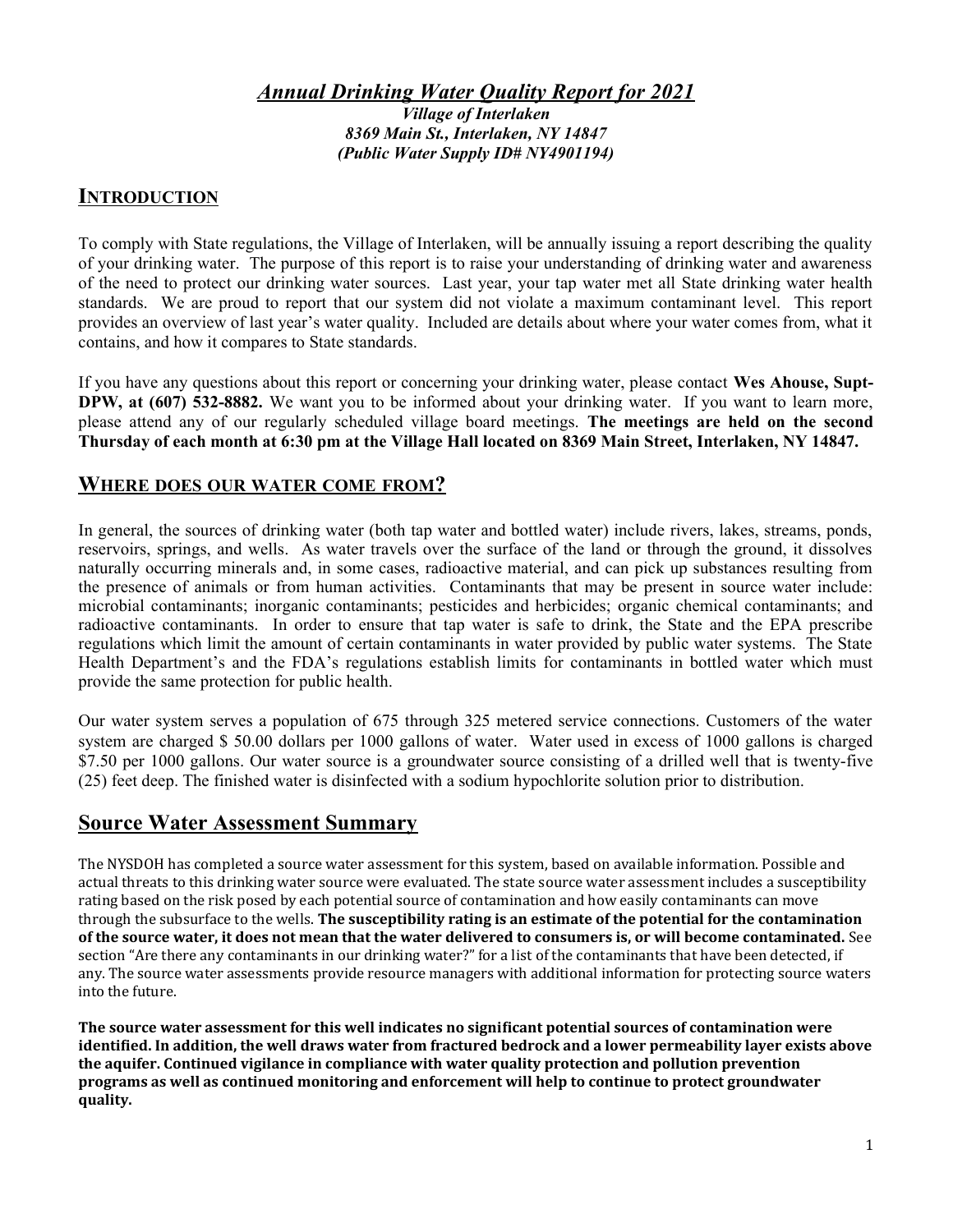# *Annual Drinking Water Quality Report for 2021*

***Village of Interlaken***
***8369 Main St., Interlaken, NY 14847***
***(Public Water Supply ID# NY4901194)***

## INTRODUCTION

To comply with State regulations, the Village of Interlaken, will be annually issuing a report describing the quality of your drinking water. The purpose of this report is to raise your understanding of drinking water and awareness of the need to protect our drinking water sources. Last year, your tap water met all State drinking water health standards. We are proud to report that our system did not violate a maximum contaminant level. This report provides an overview of last year's water quality. Included are details about where your water comes from, what it contains, and how it compares to State standards.

If you have any questions about this report or concerning your drinking water, please contact **Wes Ahouse, Supt-DPW, at (607) 532-8882.** We want you to be informed about your drinking water. If you want to learn more, please attend any of our regularly scheduled village board meetings. **The meetings are held on the second Thursday of each month at 6:30 pm at the Village Hall located on 8369 Main Street, Interlaken, NY 14847.**

## WHERE DOES OUR WATER COME FROM?

In general, the sources of drinking water (both tap water and bottled water) include rivers, lakes, streams, ponds, reservoirs, springs, and wells. As water travels over the surface of the land or through the ground, it dissolves naturally occurring minerals and, in some cases, radioactive material, and can pick up substances resulting from the presence of animals or from human activities. Contaminants that may be present in source water include: microbial contaminants; inorganic contaminants; pesticides and herbicides; organic chemical contaminants; and radioactive contaminants. In order to ensure that tap water is safe to drink, the State and the EPA prescribe regulations which limit the amount of certain contaminants in water provided by public water systems. The State Health Department's and the FDA's regulations establish limits for contaminants in bottled water which must provide the same protection for public health.

Our water system serves a population of 675 through 325 metered service connections. Customers of the water system are charged $ 50.00 dollars per 1000 gallons of water. Water used in excess of 1000 gallons is charged $7.50 per 1000 gallons. Our water source is a groundwater source consisting of a drilled well that is twenty-five (25) feet deep. The finished water is disinfected with a sodium hypochlorite solution prior to distribution.

## Source Water Assessment Summary

The NYSDOH has completed a source water assessment for this system, based on available information. Possible and actual threats to this drinking water source were evaluated. The state source water assessment includes a susceptibility rating based on the risk posed by each potential source of contamination and how easily contaminants can move through the subsurface to the wells. **The susceptibility rating is an estimate of the potential for the contamination of the source water, it does not mean that the water delivered to consumers is, or will become contaminated.** See section "Are there any contaminants in our drinking water?" for a list of the contaminants that have been detected, if any. The source water assessments provide resource managers with additional information for protecting source waters into the future.

**The source water assessment for this well indicates no significant potential sources of contamination were identified. In addition, the well draws water from fractured bedrock and a lower permeability layer exists above the aquifer. Continued vigilance in compliance with water quality protection and pollution prevention programs as well as continued monitoring and enforcement will help to continue to protect groundwater quality.**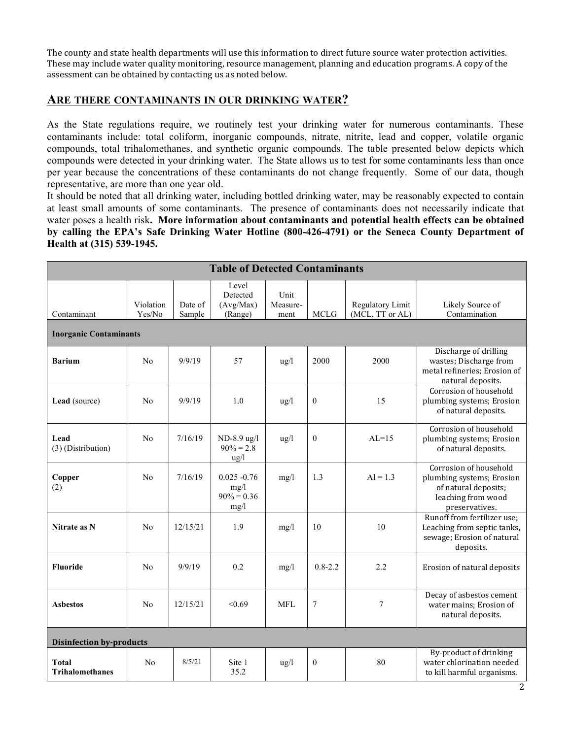The county and state health departments will use this information to direct future source water protection activities. These may include water quality monitoring, resource management, planning and education programs. A copy of the assessment can be obtained by contacting us as noted below.

## ARE THERE CONTAMINANTS IN OUR DRINKING WATER?

As the State regulations require, we routinely test your drinking water for numerous contaminants. These contaminants include: total coliform, inorganic compounds, nitrate, nitrite, lead and copper, volatile organic compounds, total trihalomethanes, and synthetic organic compounds. The table presented below depicts which compounds were detected in your drinking water. The State allows us to test for some contaminants less than once per year because the concentrations of these contaminants do not change frequently. Some of our data, though representative, are more than one year old.

It should be noted that all drinking water, including bottled drinking water, may be reasonably expected to contain at least small amounts of some contaminants. The presence of contaminants does not necessarily indicate that water poses a health risk. **More information about contaminants and potential health effects can be obtained by calling the EPA's Safe Drinking Water Hotline (800-426-4791) or the Seneca County Department of Health at (315) 539-1945.**

| Table of Detected Contaminants | | | | | | | |
|---|---|---|---|---|---|---|---|
| Contaminant | Violation Yes/No | Date of Sample | Level Detected (Avg/Max) (Range) | Unit Measure-ment | MCLG | Regulatory Limit (MCL, TT or AL) | Likely Source of Contamination |
| **Inorganic Contaminants** | | | | | | | |
| **Barium** | No | 9/9/19 | 57 | ug/l | 2000 | 2000 | Discharge of drilling wastes; Discharge from metal refineries; Erosion of natural deposits. |
| **Lead** (source) | No | 9/9/19 | 1.0 | ug/l | 0 | 15 | Corrosion of household plumbing systems; Erosion of natural deposits. |
| **Lead** (3) (Distribution) | No | 7/16/19 | ND-8.9 ug/l 90% = 2.8 ug/l | ug/l | 0 | AL=15 | Corrosion of household plumbing systems; Erosion of natural deposits. |
| **Copper** (2) | No | 7/16/19 | 0.025 -0.76 mg/l 90% = 0.36 mg/l | mg/l | 1.3 | Al = 1.3 | Corrosion of household plumbing systems; Erosion of natural deposits; leaching from wood preservatives. |
| **Nitrate as N** | No | 12/15/21 | 1.9 | mg/l | 10 | 10 | Runoff from fertilizer use; Leaching from septic tanks, sewage; Erosion of natural deposits. |
| **Fluoride** | No | 9/9/19 | 0.2 | mg/l | 0.8-2.2 | 2.2 | Erosion of natural deposits |
| **Asbestos** | No | 12/15/21 | <0.69 | MFL | 7 | 7 | Decay of asbestos cement water mains; Erosion of natural deposits. |
| **Disinfection by-products** | | | | | | | |
| **Total Trihalomethanes** | No | 8/5/21 | Site 1 35.2 | ug/l | 0 | 80 | By-product of drinking water chlorination needed to kill harmful organisms. |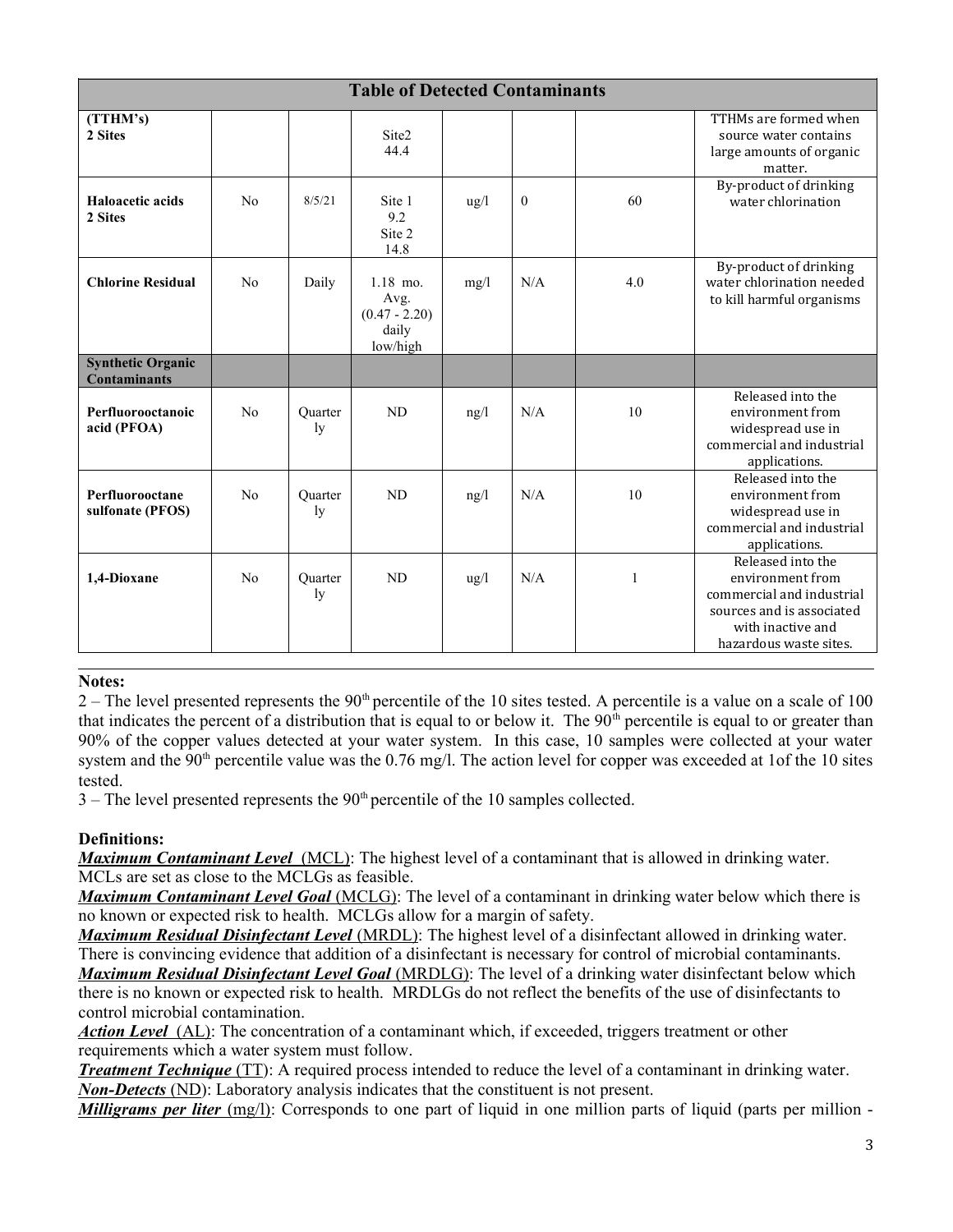| Table of Detected Contaminants | | | | | | | |
|---|---|---|---|---|---|---|---|
| **(TTHM's) 2 Sites** | | | Site2 44.4 | | | | TTHMs are formed when source water contains large amounts of organic matter. |
| **Haloacetic acids 2 Sites** | No | 8/5/21 | Site 1 9.2 Site 2 14.8 | ug/l | 0 | 60 | By-product of drinking water chlorination |
| **Chlorine Residual** | No | Daily | 1.18 mo. Avg. (0.47 - 2.20) daily low/high | mg/l | N/A | 4.0 | By-product of drinking water chlorination needed to kill harmful organisms |
| **Synthetic Organic Contaminants** | | | | | | | |
| **Perfluorooctanoic acid (PFOA)** | No | Quarterly | ND | ng/l | N/A | 10 | Released into the environment from widespread use in commercial and industrial applications. |
| **Perfluorooctane sulfonate (PFOS)** | No | Quarterly | ND | ng/l | N/A | 10 | Released into the environment from widespread use in commercial and industrial applications. |
| **1,4-Dioxane** | No | Quarterly | ND | ug/l | N/A | 1 | Released into the environment from commercial and industrial sources and is associated with inactive and hazardous waste sites. |

**Notes:**

2 – The level presented represents the 90th percentile of the 10 sites tested. A percentile is a value on a scale of 100 that indicates the percent of a distribution that is equal to or below it. The 90th percentile is equal to or greater than 90% of the copper values detected at your water system. In this case, 10 samples were collected at your water system and the 90th percentile value was the 0.76 mg/l. The action level for copper was exceeded at 1of the 10 sites tested.

3 – The level presented represents the 90th percentile of the 10 samples collected.

**Definitions:**

***Maximum Contaminant Level*** (MCL): The highest level of a contaminant that is allowed in drinking water. MCLs are set as close to the MCLGs as feasible.

***Maximum Contaminant Level Goal*** (MCLG): The level of a contaminant in drinking water below which there is no known or expected risk to health. MCLGs allow for a margin of safety.

***Maximum Residual Disinfectant Level*** (MRDL): The highest level of a disinfectant allowed in drinking water. There is convincing evidence that addition of a disinfectant is necessary for control of microbial contaminants.

***Maximum Residual Disinfectant Level Goal*** (MRDLG): The level of a drinking water disinfectant below which there is no known or expected risk to health. MRDLGs do not reflect the benefits of the use of disinfectants to control microbial contamination.

***Action Level*** (AL): The concentration of a contaminant which, if exceeded, triggers treatment or other requirements which a water system must follow.

***Treatment Technique*** (TT): A required process intended to reduce the level of a contaminant in drinking water.

***Non-Detects*** (ND): Laboratory analysis indicates that the constituent is not present.

***Milligrams per liter*** (mg/l): Corresponds to one part of liquid in one million parts of liquid (parts per million -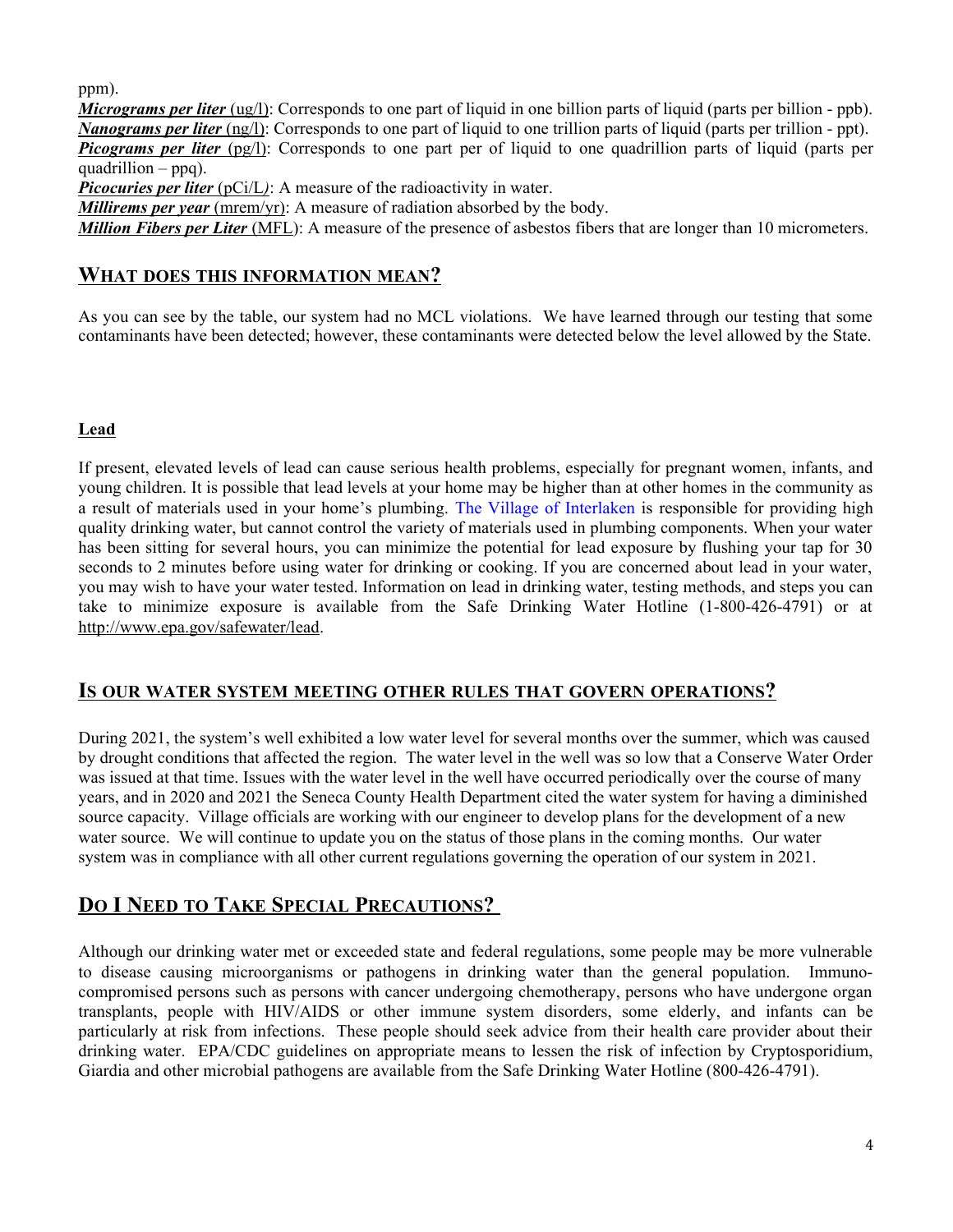ppm).

***Micrograms per liter*** (ug/l): Corresponds to one part of liquid in one billion parts of liquid (parts per billion - ppb).

***Nanograms per liter*** (ng/l): Corresponds to one part of liquid to one trillion parts of liquid (parts per trillion - ppt).

***Picograms per liter*** (pg/l): Corresponds to one part per of liquid to one quadrillion parts of liquid (parts per quadrillion – ppq).

***Picocuries per liter*** (pCi/L): A measure of the radioactivity in water.

***Millirems per year*** (mrem/yr): A measure of radiation absorbed by the body.

***Million Fibers per Liter*** (MFL): A measure of the presence of asbestos fibers that are longer than 10 micrometers.

## WHAT DOES THIS INFORMATION MEAN?

As you can see by the table, our system had no MCL violations. We have learned through our testing that some contaminants have been detected; however, these contaminants were detected below the level allowed by the State.

**Lead**

If present, elevated levels of lead can cause serious health problems, especially for pregnant women, infants, and young children. It is possible that lead levels at your home may be higher than at other homes in the community as a result of materials used in your home's plumbing. The Village of Interlaken is responsible for providing high quality drinking water, but cannot control the variety of materials used in plumbing components. When your water has been sitting for several hours, you can minimize the potential for lead exposure by flushing your tap for 30 seconds to 2 minutes before using water for drinking or cooking. If you are concerned about lead in your water, you may wish to have your water tested. Information on lead in drinking water, testing methods, and steps you can take to minimize exposure is available from the Safe Drinking Water Hotline (1-800-426-4791) or at http://www.epa.gov/safewater/lead.

## IS OUR WATER SYSTEM MEETING OTHER RULES THAT GOVERN OPERATIONS?

During 2021, the system's well exhibited a low water level for several months over the summer, which was caused by drought conditions that affected the region. The water level in the well was so low that a Conserve Water Order was issued at that time. Issues with the water level in the well have occurred periodically over the course of many years, and in 2020 and 2021 the Seneca County Health Department cited the water system for having a diminished source capacity. Village officials are working with our engineer to develop plans for the development of a new water source. We will continue to update you on the status of those plans in the coming months. Our water system was in compliance with all other current regulations governing the operation of our system in 2021.

## DO I NEED TO TAKE SPECIAL PRECAUTIONS?

Although our drinking water met or exceeded state and federal regulations, some people may be more vulnerable to disease causing microorganisms or pathogens in drinking water than the general population. Immuno-compromised persons such as persons with cancer undergoing chemotherapy, persons who have undergone organ transplants, people with HIV/AIDS or other immune system disorders, some elderly, and infants can be particularly at risk from infections. These people should seek advice from their health care provider about their drinking water. EPA/CDC guidelines on appropriate means to lessen the risk of infection by Cryptosporidium, Giardia and other microbial pathogens are available from the Safe Drinking Water Hotline (800-426-4791).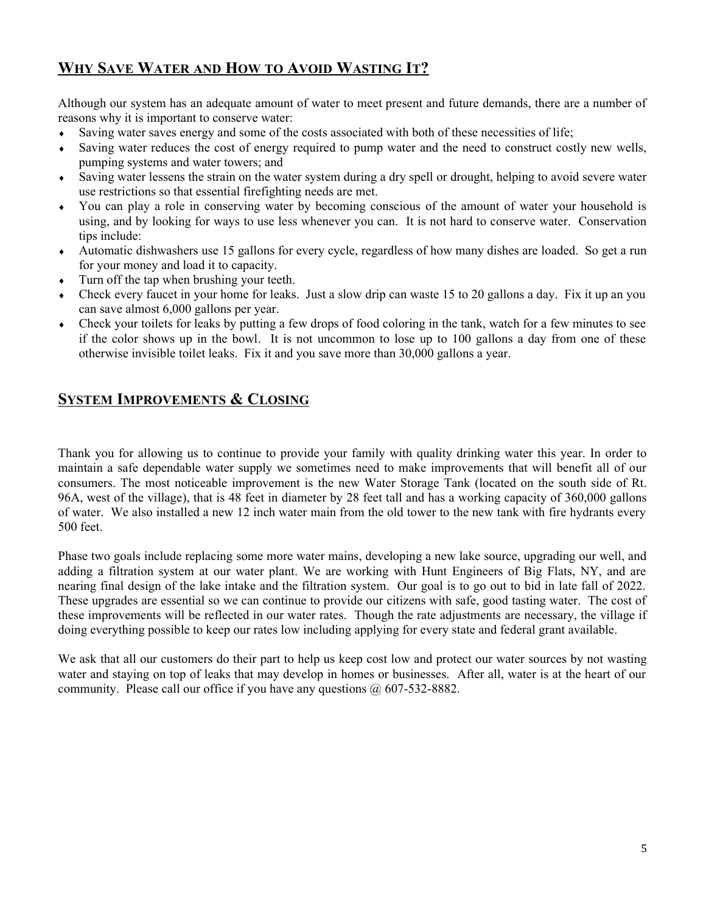## WHY SAVE WATER AND HOW TO AVOID WASTING IT?

Although our system has an adequate amount of water to meet present and future demands, there are a number of reasons why it is important to conserve water:

- Saving water saves energy and some of the costs associated with both of these necessities of life;
- Saving water reduces the cost of energy required to pump water and the need to construct costly new wells, pumping systems and water towers; and
- Saving water lessens the strain on the water system during a dry spell or drought, helping to avoid severe water use restrictions so that essential firefighting needs are met.
- You can play a role in conserving water by becoming conscious of the amount of water your household is using, and by looking for ways to use less whenever you can. It is not hard to conserve water. Conservation tips include:
- Automatic dishwashers use 15 gallons for every cycle, regardless of how many dishes are loaded. So get a run for your money and load it to capacity.
- Turn off the tap when brushing your teeth.
- Check every faucet in your home for leaks. Just a slow drip can waste 15 to 20 gallons a day. Fix it up an you can save almost 6,000 gallons per year.
- Check your toilets for leaks by putting a few drops of food coloring in the tank, watch for a few minutes to see if the color shows up in the bowl. It is not uncommon to lose up to 100 gallons a day from one of these otherwise invisible toilet leaks. Fix it and you save more than 30,000 gallons a year.

## SYSTEM IMPROVEMENTS & CLOSING

Thank you for allowing us to continue to provide your family with quality drinking water this year. In order to maintain a safe dependable water supply we sometimes need to make improvements that will benefit all of our consumers. The most noticeable improvement is the new Water Storage Tank (located on the south side of Rt. 96A, west of the village), that is 48 feet in diameter by 28 feet tall and has a working capacity of 360,000 gallons of water. We also installed a new 12 inch water main from the old tower to the new tank with fire hydrants every 500 feet.

Phase two goals include replacing some more water mains, developing a new lake source, upgrading our well, and adding a filtration system at our water plant. We are working with Hunt Engineers of Big Flats, NY, and are nearing final design of the lake intake and the filtration system. Our goal is to go out to bid in late fall of 2022. These upgrades are essential so we can continue to provide our citizens with safe, good tasting water. The cost of these improvements will be reflected in our water rates. Though the rate adjustments are necessary, the village if doing everything possible to keep our rates low including applying for every state and federal grant available.

We ask that all our customers do their part to help us keep cost low and protect our water sources by not wasting water and staying on top of leaks that may develop in homes or businesses. After all, water is at the heart of our community. Please call our office if you have any questions @ 607-532-8882.